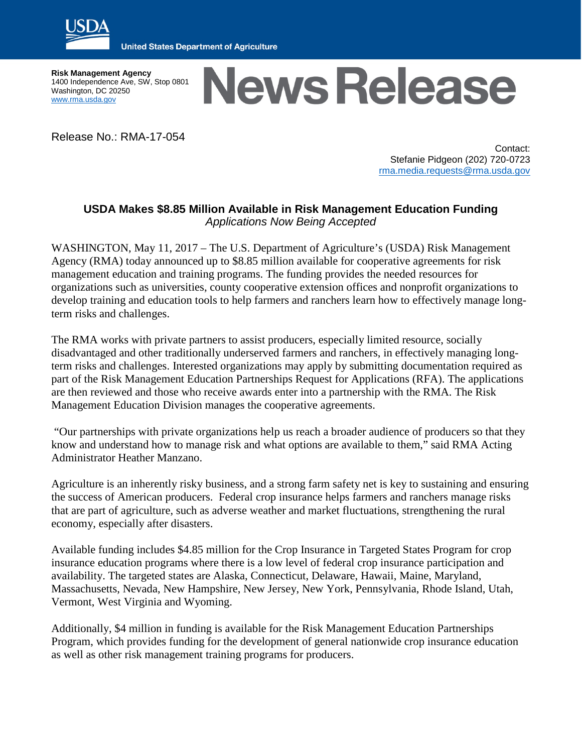USDA

United States Department of Agriculture

**Risk Management Agency**
1400 Independence Ave, SW, Stop 0801
Washington, DC 20250
www.rma.usda.gov

# News Release

Release No.: RMA-17-054

Contact:
Stefanie Pidgeon (202) 720-0723
rma.media.requests@rma.usda.gov

## USDA Makes $8.85 Million Available in Risk Management Education Funding

*Applications Now Being Accepted*

WASHINGTON, May 11, 2017 – The U.S. Department of Agriculture's (USDA) Risk Management Agency (RMA) today announced up to $8.85 million available for cooperative agreements for risk management education and training programs. The funding provides the needed resources for organizations such as universities, county cooperative extension offices and nonprofit organizations to develop training and education tools to help farmers and ranchers learn how to effectively manage long-term risks and challenges.

The RMA works with private partners to assist producers, especially limited resource, socially disadvantaged and other traditionally underserved farmers and ranchers, in effectively managing long-term risks and challenges. Interested organizations may apply by submitting documentation required as part of the Risk Management Education Partnerships Request for Applications (RFA). The applications are then reviewed and those who receive awards enter into a partnership with the RMA. The Risk Management Education Division manages the cooperative agreements.

"Our partnerships with private organizations help us reach a broader audience of producers so that they know and understand how to manage risk and what options are available to them," said RMA Acting Administrator Heather Manzano.

Agriculture is an inherently risky business, and a strong farm safety net is key to sustaining and ensuring the success of American producers. Federal crop insurance helps farmers and ranchers manage risks that are part of agriculture, such as adverse weather and market fluctuations, strengthening the rural economy, especially after disasters.

Available funding includes $4.85 million for the Crop Insurance in Targeted States Program for crop insurance education programs where there is a low level of federal crop insurance participation and availability. The targeted states are Alaska, Connecticut, Delaware, Hawaii, Maine, Maryland, Massachusetts, Nevada, New Hampshire, New Jersey, New York, Pennsylvania, Rhode Island, Utah, Vermont, West Virginia and Wyoming.

Additionally, $4 million in funding is available for the Risk Management Education Partnerships Program, which provides funding for the development of general nationwide crop insurance education as well as other risk management training programs for producers.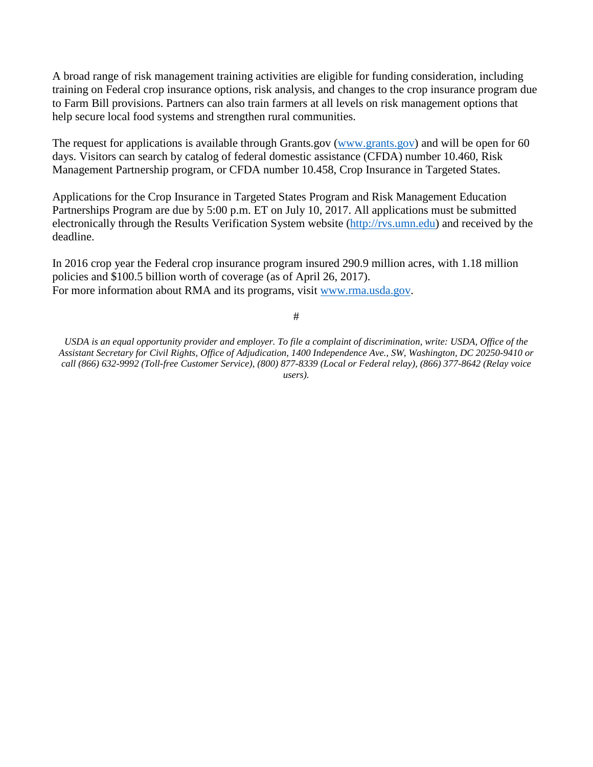A broad range of risk management training activities are eligible for funding consideration, including training on Federal crop insurance options, risk analysis, and changes to the crop insurance program due to Farm Bill provisions. Partners can also train farmers at all levels on risk management options that help secure local food systems and strengthen rural communities.

The request for applications is available through Grants.gov ([www.grants.gov](http://www.grants.gov)) and will be open for 60 days. Visitors can search by catalog of federal domestic assistance (CFDA) number 10.460, Risk Management Partnership program, or CFDA number 10.458, Crop Insurance in Targeted States.

Applications for the Crop Insurance in Targeted States Program and Risk Management Education Partnerships Program are due by 5:00 p.m. ET on July 10, 2017. All applications must be submitted electronically through the Results Verification System website ([http://rvs.umn.edu](http://rvs.umn.edu)) and received by the deadline.

In 2016 crop year the Federal crop insurance program insured 290.9 million acres, with 1.18 million policies and $100.5 billion worth of coverage (as of April 26, 2017).
For more information about RMA and its programs, visit [www.rma.usda.gov](http://www.rma.usda.gov).

#

*USDA is an equal opportunity provider and employer. To file a complaint of discrimination, write: USDA, Office of the Assistant Secretary for Civil Rights, Office of Adjudication, 1400 Independence Ave., SW, Washington, DC 20250-9410 or call (866) 632-9992 (Toll-free Customer Service), (800) 877-8339 (Local or Federal relay), (866) 377-8642 (Relay voice users).*